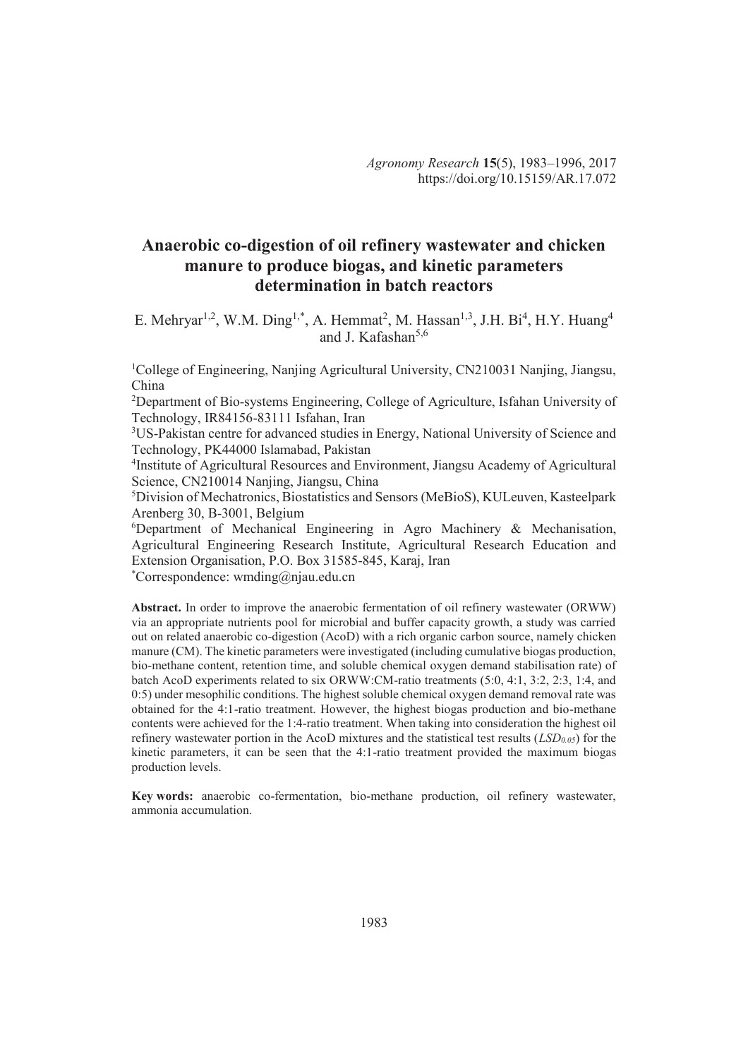# Anaerobic co-digestion of oil refinery wastewater and chicken manure to produce biogas, and kinetic parameters determination in batch reactors

E. Mehryar[1,2], W.M. Ding[1,*], A. Hemmat[2], M. Hassan[1,3], J.H. Bi[4], H.Y. Huang[4] and J. Kafashan[5,6]

[1]College of Engineering, Nanjing Agricultural University, CN210031 Nanjing, Jiangsu, China

[2]Department of Bio-systems Engineering, College of Agriculture, Isfahan University of Technology, IR84156-83111 Isfahan, Iran

[3]US-Pakistan centre for advanced studies in Energy, National University of Science and Technology, PK44000 Islamabad, Pakistan

[4]Institute of Agricultural Resources and Environment, Jiangsu Academy of Agricultural Science, CN210014 Nanjing, Jiangsu, China

[5]Division of Mechatronics, Biostatistics and Sensors (MeBioS), KULeuven, Kasteelpark Arenberg 30, B-3001, Belgium

[6]Department of Mechanical Engineering in Agro Machinery & Mechanisation, Agricultural Engineering Research Institute, Agricultural Research Education and Extension Organisation, P.O. Box 31585-845, Karaj, Iran

[*]Correspondence: wmding@njau.edu.cn

**Abstract.** In order to improve the anaerobic fermentation of oil refinery wastewater (ORWW) via an appropriate nutrients pool for microbial and buffer capacity growth, a study was carried out on related anaerobic co-digestion (AcoD) with a rich organic carbon source, namely chicken manure (CM). The kinetic parameters were investigated (including cumulative biogas production, bio-methane content, retention time, and soluble chemical oxygen demand stabilisation rate) of batch AcoD experiments related to six ORWW:CM-ratio treatments (5:0, 4:1, 3:2, 2:3, 1:4, and 0:5) under mesophilic conditions. The highest soluble chemical oxygen demand removal rate was obtained for the 4:1-ratio treatment. However, the highest biogas production and bio-methane contents were achieved for the 1:4-ratio treatment. When taking into consideration the highest oil refinery wastewater portion in the AcoD mixtures and the statistical test results ($LSD_{0.05}$) for the kinetic parameters, it can be seen that the 4:1-ratio treatment provided the maximum biogas production levels.

**Key words:** anaerobic co-fermentation, bio-methane production, oil refinery wastewater, ammonia accumulation.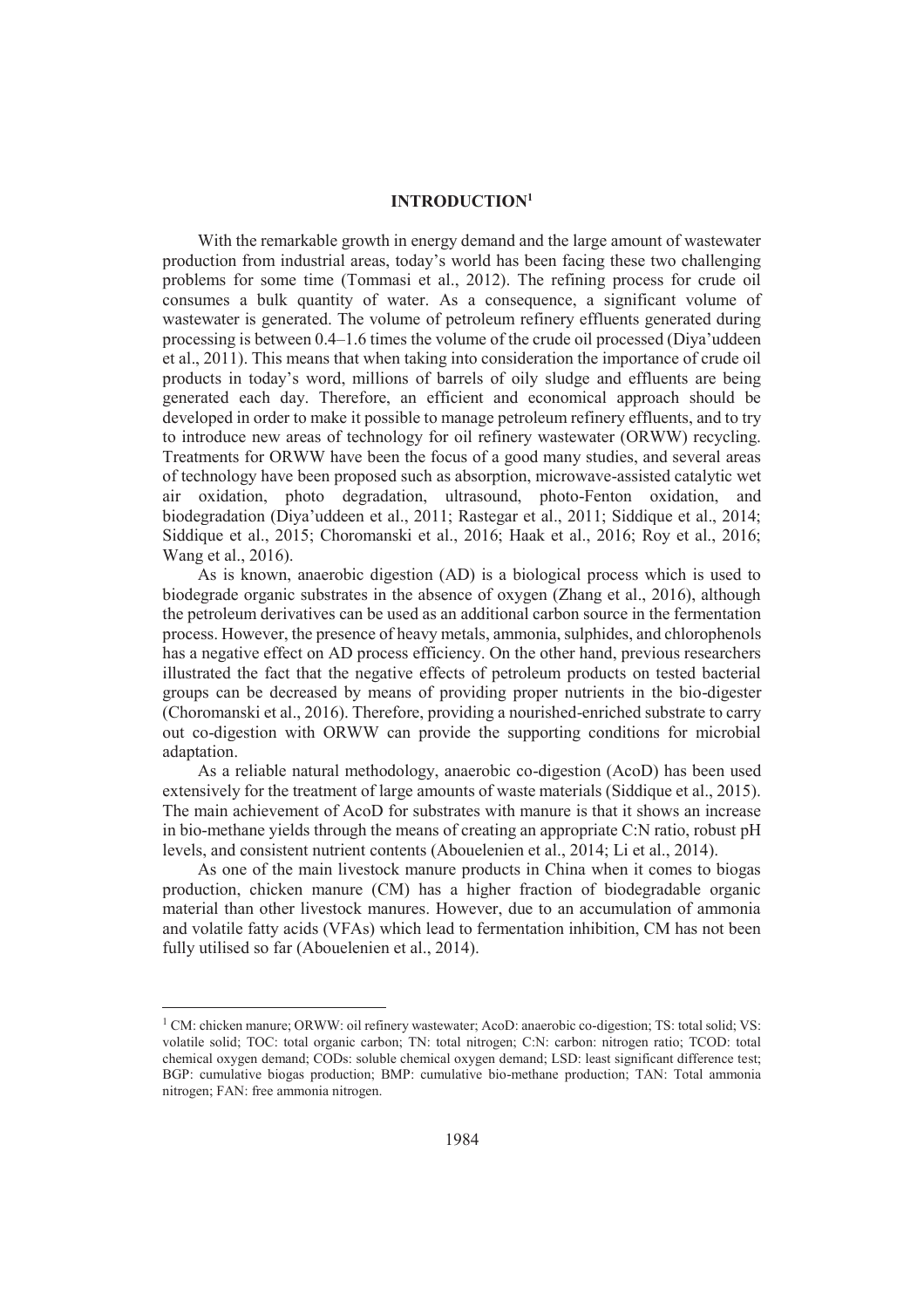# INTRODUCTION[1]

With the remarkable growth in energy demand and the large amount of wastewater production from industrial areas, today's world has been facing these two challenging problems for some time (Tommasi et al., 2012). The refining process for crude oil consumes a bulk quantity of water. As a consequence, a significant volume of wastewater is generated. The volume of petroleum refinery effluents generated during processing is between 0.4–1.6 times the volume of the crude oil processed (Diya'uddeen et al., 2011). This means that when taking into consideration the importance of crude oil products in today's word, millions of barrels of oily sludge and effluents are being generated each day. Therefore, an efficient and economical approach should be developed in order to make it possible to manage petroleum refinery effluents, and to try to introduce new areas of technology for oil refinery wastewater (ORWW) recycling. Treatments for ORWW have been the focus of a good many studies, and several areas of technology have been proposed such as absorption, microwave-assisted catalytic wet air oxidation, photo degradation, ultrasound, photo-Fenton oxidation, and biodegradation (Diya'uddeen et al., 2011; Rastegar et al., 2011; Siddique et al., 2014; Siddique et al., 2015; Choromanski et al., 2016; Haak et al., 2016; Roy et al., 2016; Wang et al., 2016).

As is known, anaerobic digestion (AD) is a biological process which is used to biodegrade organic substrates in the absence of oxygen (Zhang et al., 2016), although the petroleum derivatives can be used as an additional carbon source in the fermentation process. However, the presence of heavy metals, ammonia, sulphides, and chlorophenols has a negative effect on AD process efficiency. On the other hand, previous researchers illustrated the fact that the negative effects of petroleum products on tested bacterial groups can be decreased by means of providing proper nutrients in the bio-digester (Choromanski et al., 2016). Therefore, providing a nourished-enriched substrate to carry out co-digestion with ORWW can provide the supporting conditions for microbial adaptation.

As a reliable natural methodology, anaerobic co-digestion (AcoD) has been used extensively for the treatment of large amounts of waste materials (Siddique et al., 2015). The main achievement of AcoD for substrates with manure is that it shows an increase in bio-methane yields through the means of creating an appropriate C:N ratio, robust pH levels, and consistent nutrient contents (Abouelenien et al., 2014; Li et al., 2014).

As one of the main livestock manure products in China when it comes to biogas production, chicken manure (CM) has a higher fraction of biodegradable organic material than other livestock manures. However, due to an accumulation of ammonia and volatile fatty acids (VFAs) which lead to fermentation inhibition, CM has not been fully utilised so far (Abouelenien et al., 2014).

---

[1] CM: chicken manure; ORWW: oil refinery wastewater; AcoD: anaerobic co-digestion; TS: total solid; VS: volatile solid; TOC: total organic carbon; TN: total nitrogen; C:N: carbon: nitrogen ratio; TCOD: total chemical oxygen demand; CODs: soluble chemical oxygen demand; LSD: least significant difference test; BGP: cumulative biogas production; BMP: cumulative bio-methane production; TAN: Total ammonia nitrogen; FAN: free ammonia nitrogen.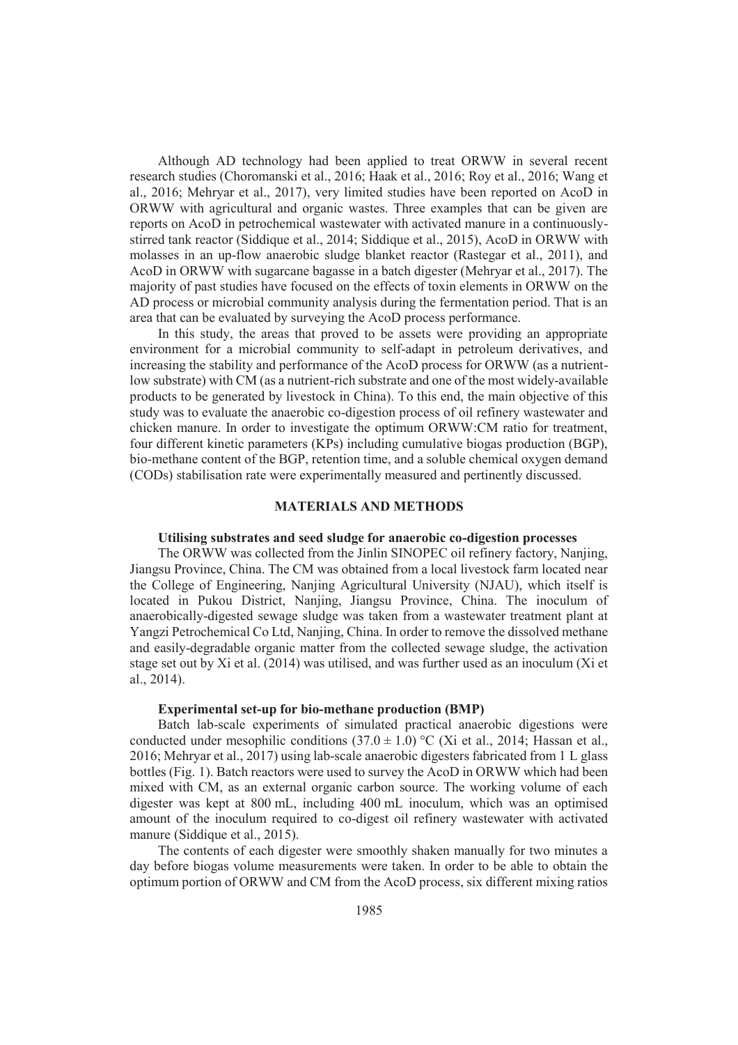Although AD technology had been applied to treat ORWW in several recent research studies (Choromanski et al., 2016; Haak et al., 2016; Roy et al., 2016; Wang et al., 2016; Mehryar et al., 2017), very limited studies have been reported on AcoD in ORWW with agricultural and organic wastes. Three examples that can be given are reports on AcoD in petrochemical wastewater with activated manure in a continuously-stirred tank reactor (Siddique et al., 2014; Siddique et al., 2015), AcoD in ORWW with molasses in an up-flow anaerobic sludge blanket reactor (Rastegar et al., 2011), and AcoD in ORWW with sugarcane bagasse in a batch digester (Mehryar et al., 2017). The majority of past studies have focused on the effects of toxin elements in ORWW on the AD process or microbial community analysis during the fermentation period. That is an area that can be evaluated by surveying the AcoD process performance.

In this study, the areas that proved to be assets were providing an appropriate environment for a microbial community to self-adapt in petroleum derivatives, and increasing the stability and performance of the AcoD process for ORWW (as a nutrient-low substrate) with CM (as a nutrient-rich substrate and one of the most widely-available products to be generated by livestock in China). To this end, the main objective of this study was to evaluate the anaerobic co-digestion process of oil refinery wastewater and chicken manure. In order to investigate the optimum ORWW:CM ratio for treatment, four different kinetic parameters (KPs) including cumulative biogas production (BGP), bio-methane content of the BGP, retention time, and a soluble chemical oxygen demand (CODs) stabilisation rate were experimentally measured and pertinently discussed.

## MATERIALS AND METHODS

### Utilising substrates and seed sludge for anaerobic co-digestion processes

The ORWW was collected from the Jinlin SINOPEC oil refinery factory, Nanjing, Jiangsu Province, China. The CM was obtained from a local livestock farm located near the College of Engineering, Nanjing Agricultural University (NJAU), which itself is located in Pukou District, Nanjing, Jiangsu Province, China. The inoculum of anaerobically-digested sewage sludge was taken from a wastewater treatment plant at Yangzi Petrochemical Co Ltd, Nanjing, China. In order to remove the dissolved methane and easily-degradable organic matter from the collected sewage sludge, the activation stage set out by Xi et al. (2014) was utilised, and was further used as an inoculum (Xi et al., 2014).

### Experimental set-up for bio-methane production (BMP)

Batch lab-scale experiments of simulated practical anaerobic digestions were conducted under mesophilic conditions ($37.0 \pm 1.0$) °C (Xi et al., 2014; Hassan et al., 2016; Mehryar et al., 2017) using lab-scale anaerobic digesters fabricated from 1 L glass bottles (Fig. 1). Batch reactors were used to survey the AcoD in ORWW which had been mixed with CM, as an external organic carbon source. The working volume of each digester was kept at 800 mL, including 400 mL inoculum, which was an optimised amount of the inoculum required to co-digest oil refinery wastewater with activated manure (Siddique et al., 2015).

The contents of each digester were smoothly shaken manually for two minutes a day before biogas volume measurements were taken. In order to be able to obtain the optimum portion of ORWW and CM from the AcoD process, six different mixing ratios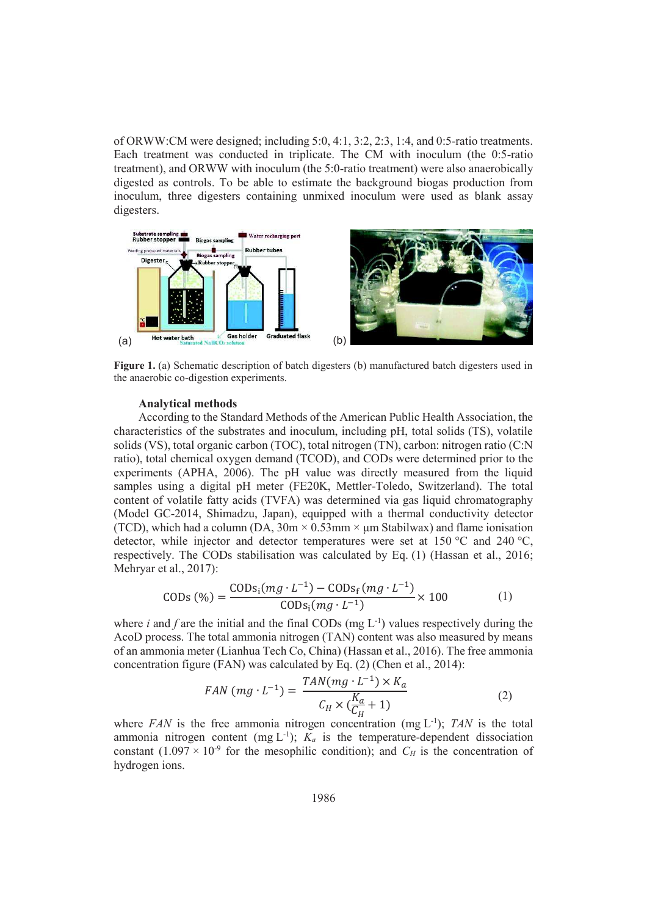of ORWW:CM were designed; including 5:0, 4:1, 3:2, 2:3, 1:4, and 0:5-ratio treatments. Each treatment was conducted in triplicate. The CM with inoculum (the 0:5-ratio treatment), and ORWW with inoculum (the 5:0-ratio treatment) were also anaerobically digested as controls. To be able to estimate the background biogas production from inoculum, three digesters containing unmixed inoculum were used as blank assay digesters.

**Figure 1.** (a) Schematic description of batch digesters (b) manufactured batch digesters used in the anaerobic co-digestion experiments.

### Analytical methods

According to the Standard Methods of the American Public Health Association, the characteristics of the substrates and inoculum, including pH, total solids (TS), volatile solids (VS), total organic carbon (TOC), total nitrogen (TN), carbon: nitrogen ratio (C:N ratio), total chemical oxygen demand (TCOD), and CODs were determined prior to the experiments (APHA, 2006). The pH value was directly measured from the liquid samples using a digital pH meter (FE20K, Mettler-Toledo, Switzerland). The total content of volatile fatty acids (TVFA) was determined via gas liquid chromatography (Model GC-2014, Shimadzu, Japan), equipped with a thermal conductivity detector (TCD), which had a column (DA, 30m × 0.53mm × µm Stabilwax) and flame ionisation detector, while injector and detector temperatures were set at 150 °C and 240 °C, respectively. The CODs stabilisation was calculated by Eq. (1) (Hassan et al., 2016; Mehryar et al., 2017):

$$\text{CODs}\,(\%) = \frac{\text{CODs}_\text{i}(mg \cdot L^{-1}) - \text{CODs}_\text{f}\,(mg \cdot L^{-1})}{\text{CODs}_\text{i}(mg \cdot L^{-1})} \times 100 \qquad (1)$$

where *i* and *f* are the initial and the final CODs (mg $L^{-1}$) values respectively during the AcoD process. The total ammonia nitrogen (TAN) content was also measured by means of an ammonia meter (Lianhua Tech Co, China) (Hassan et al., 2016). The free ammonia concentration figure (FAN) was calculated by Eq. (2) (Chen et al., 2014):

$$FAN\,(mg \cdot L^{-1}) = \frac{TAN(mg \cdot L^{-1}) \times K_a}{C_H \times (\frac{K_a}{C_H} + 1)} \qquad (2)$$

where $FAN$ is the free ammonia nitrogen concentration (mg $L^{-1}$); $TAN$ is the total ammonia nitrogen content (mg $L^{-1}$); $K_a$ is the temperature-dependent dissociation constant ($1.097 \times 10^{-9}$ for the mesophilic condition); and $C_H$ is the concentration of hydrogen ions.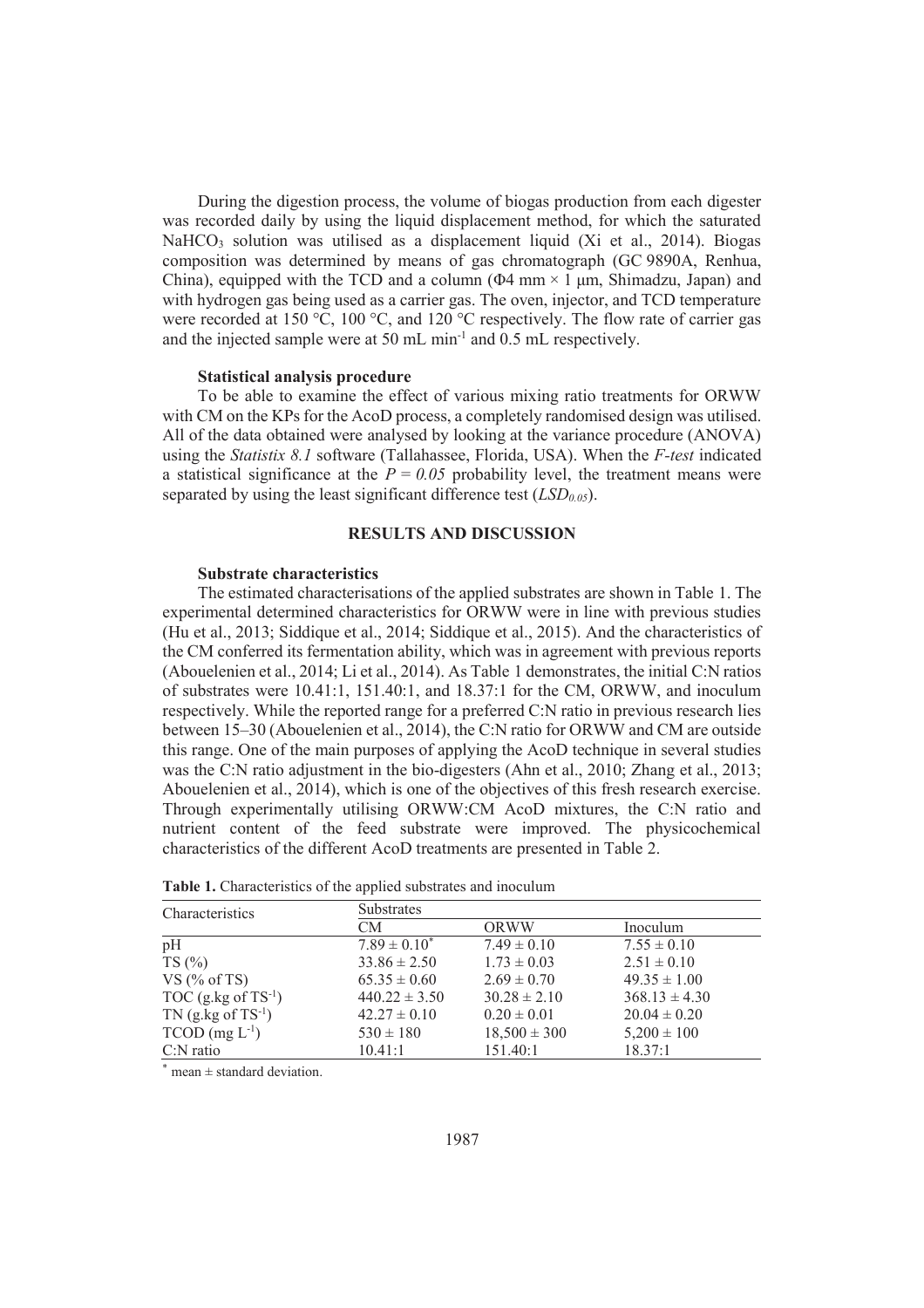During the digestion process, the volume of biogas production from each digester was recorded daily by using the liquid displacement method, for which the saturated $NaHCO_3$ solution was utilised as a displacement liquid (Xi et al., 2014). Biogas composition was determined by means of gas chromatograph (GC 9890A, Renhua, China), equipped with the TCD and a column (Φ4 mm × 1 μm, Shimadzu, Japan) and with hydrogen gas being used as a carrier gas. The oven, injector, and TCD temperature were recorded at 150 °C, 100 °C, and 120 °C respectively. The flow rate of carrier gas and the injected sample were at 50 mL min$^{-1}$ and 0.5 mL respectively.

### Statistical analysis procedure

To be able to examine the effect of various mixing ratio treatments for ORWW with CM on the KPs for the AcoD process, a completely randomised design was utilised. All of the data obtained were analysed by looking at the variance procedure (ANOVA) using the *Statistix 8.1* software (Tallahassee, Florida, USA). When the *F-test* indicated a statistical significance at the $P = 0.05$ probability level, the treatment means were separated by using the least significant difference test ($LSD_{0.05}$).

## RESULTS AND DISCUSSION

### Substrate characteristics

The estimated characterisations of the applied substrates are shown in Table 1. The experimental determined characteristics for ORWW were in line with previous studies (Hu et al., 2013; Siddique et al., 2014; Siddique et al., 2015). And the characteristics of the CM conferred its fermentation ability, which was in agreement with previous reports (Abouelenien et al., 2014; Li et al., 2014). As Table 1 demonstrates, the initial C:N ratios of substrates were 10.41:1, 151.40:1, and 18.37:1 for the CM, ORWW, and inoculum respectively. While the reported range for a preferred C:N ratio in previous research lies between 15–30 (Abouelenien et al., 2014), the C:N ratio for ORWW and CM are outside this range. One of the main purposes of applying the AcoD technique in several studies was the C:N ratio adjustment in the bio-digesters (Ahn et al., 2010; Zhang et al., 2013; Abouelenien et al., 2014), which is one of the objectives of this fresh research exercise. Through experimentally utilising ORWW:CM AcoD mixtures, the C:N ratio and nutrient content of the feed substrate were improved. The physicochemical characteristics of the different AcoD treatments are presented in Table 2.

**Table 1.** Characteristics of the applied substrates and inoculum

| Characteristics | Substrates | | |
|---|---|---|---|
| | CM | ORWW | Inoculum |
| pH | 7.89 ± 0.10* | 7.49 ± 0.10 | 7.55 ± 0.10 |
| TS (%) | 33.86 ± 2.50 | 1.73 ± 0.03 | 2.51 ± 0.10 |
| VS (% of TS) | 65.35 ± 0.60 | 2.69 ± 0.70 | 49.35 ± 1.00 |
| TOC (g.kg of TS$^{-1}$) | 440.22 ± 3.50 | 30.28 ± 2.10 | 368.13 ± 4.30 |
| TN (g.kg of TS$^{-1}$) | 42.27 ± 0.10 | 0.20 ± 0.01 | 20.04 ± 0.20 |
| TCOD (mg L$^{-1}$) | 530 ± 180 | 18,500 ± 300 | 5,200 ± 100 |
| C:N ratio | 10.41:1 | 151.40:1 | 18.37:1 |

* mean ± standard deviation.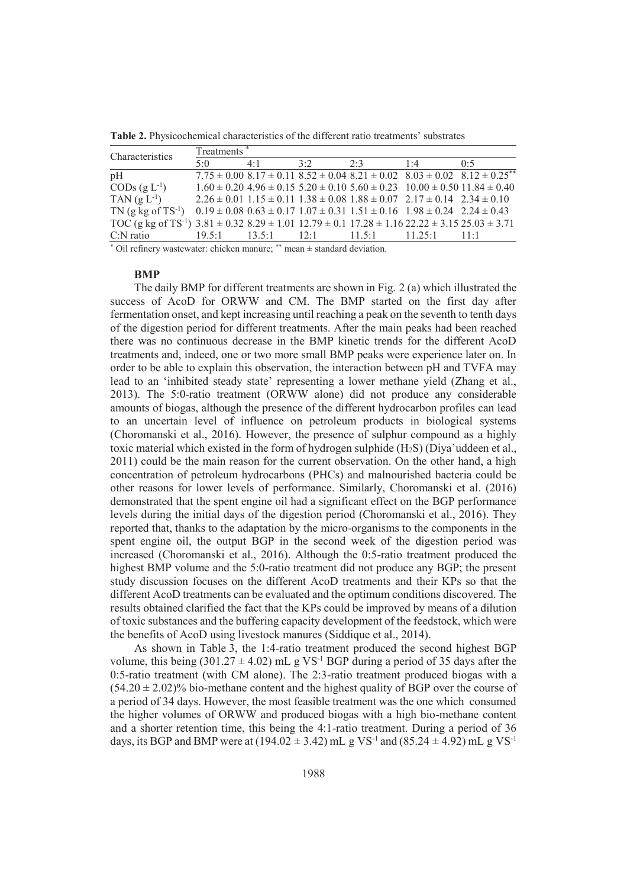**Table 2.** Physicochemical characteristics of the different ratio treatments' substrates

| Characteristics | Treatments [*] | | | | | |
|---|---|---|---|---|---|---|
| | 5:0 | 4:1 | 3:2 | 2:3 | 1:4 | 0:5 |
| pH | 7.75 ± 0.00 | 8.17 ± 0.11 | 8.52 ± 0.04 | 8.21 ± 0.02 | 8.03 ± 0.02 | 8.12 ± 0.25[**] |
| CODs (g $L^{-1}$) | 1.60 ± 0.20 | 4.96 ± 0.15 | 5.20 ± 0.10 | 5.60 ± 0.23 | 10.00 ± 0.50 | 11.84 ± 0.40 |
| TAN (g $L^{-1}$) | 2.26 ± 0.01 | 1.15 ± 0.11 | 1.38 ± 0.08 | 1.88 ± 0.07 | 2.17 ± 0.14 | 2.34 ± 0.10 |
| TN (g kg of $TS^{-1}$) | 0.19 ± 0.08 | 0.63 ± 0.17 | 1.07 ± 0.31 | 1.51 ± 0.16 | 1.98 ± 0.24 | 2.24 ± 0.43 |
| TOC (g kg of $TS^{-1}$) | 3.81 ± 0.32 | 8.29 ± 1.01 | 12.79 ± 0.1 | 17.28 ± 1.16 | 22.22 ± 3.15 | 25.03 ± 3.71 |
| C:N ratio | 19.5:1 | 13.5:1 | 12:1 | 11.5:1 | 11.25:1 | 11:1 |

[*] Oil refinery wastewater: chicken manure; [**] mean ± standard deviation.

### BMP

The daily BMP for different treatments are shown in Fig. 2 (a) which illustrated the success of AcoD for ORWW and CM. The BMP started on the first day after fermentation onset, and kept increasing until reaching a peak on the seventh to tenth days of the digestion period for different treatments. After the main peaks had been reached there was no continuous decrease in the BMP kinetic trends for the different AcoD treatments and, indeed, one or two more small BMP peaks were experience later on. In order to be able to explain this observation, the interaction between pH and TVFA may lead to an 'inhibited steady state' representing a lower methane yield (Zhang et al., 2013). The 5:0-ratio treatment (ORWW alone) did not produce any considerable amounts of biogas, although the presence of the different hydrocarbon profiles can lead to an uncertain level of influence on petroleum products in biological systems (Choromanski et al., 2016). However, the presence of sulphur compound as a highly toxic material which existed in the form of hydrogen sulphide ($H_2S$) (Diya'uddeen et al., 2011) could be the main reason for the current observation. On the other hand, a high concentration of petroleum hydrocarbons (PHCs) and malnourished bacteria could be other reasons for lower levels of performance. Similarly, Choromanski et al. (2016) demonstrated that the spent engine oil had a significant effect on the BGP performance levels during the initial days of the digestion period (Choromanski et al., 2016). They reported that, thanks to the adaptation by the micro-organisms to the components in the spent engine oil, the output BGP in the second week of the digestion period was increased (Choromanski et al., 2016). Although the 0:5-ratio treatment produced the highest BMP volume and the 5:0-ratio treatment did not produce any BGP; the present study discussion focuses on the different AcoD treatments and their KPs so that the different AcoD treatments can be evaluated and the optimum conditions discovered. The results obtained clarified the fact that the KPs could be improved by means of a dilution of toxic substances and the buffering capacity development of the feedstock, which were the benefits of AcoD using livestock manures (Siddique et al., 2014).

As shown in Table 3, the 1:4-ratio treatment produced the second highest BGP volume, this being (301.27 ± 4.02) mL g $VS^{-1}$ BGP during a period of 35 days after the 0:5-ratio treatment (with CM alone). The 2:3-ratio treatment produced biogas with a (54.20 ± 2.02)% bio-methane content and the highest quality of BGP over the course of a period of 34 days. However, the most feasible treatment was the one which consumed the higher volumes of ORWW and produced biogas with a high bio-methane content and a shorter retention time, this being the 4:1-ratio treatment. During a period of 36 days, its BGP and BMP were at (194.02 ± 3.42) mL g $VS^{-1}$ and (85.24 ± 4.92) mL g $VS^{-1}$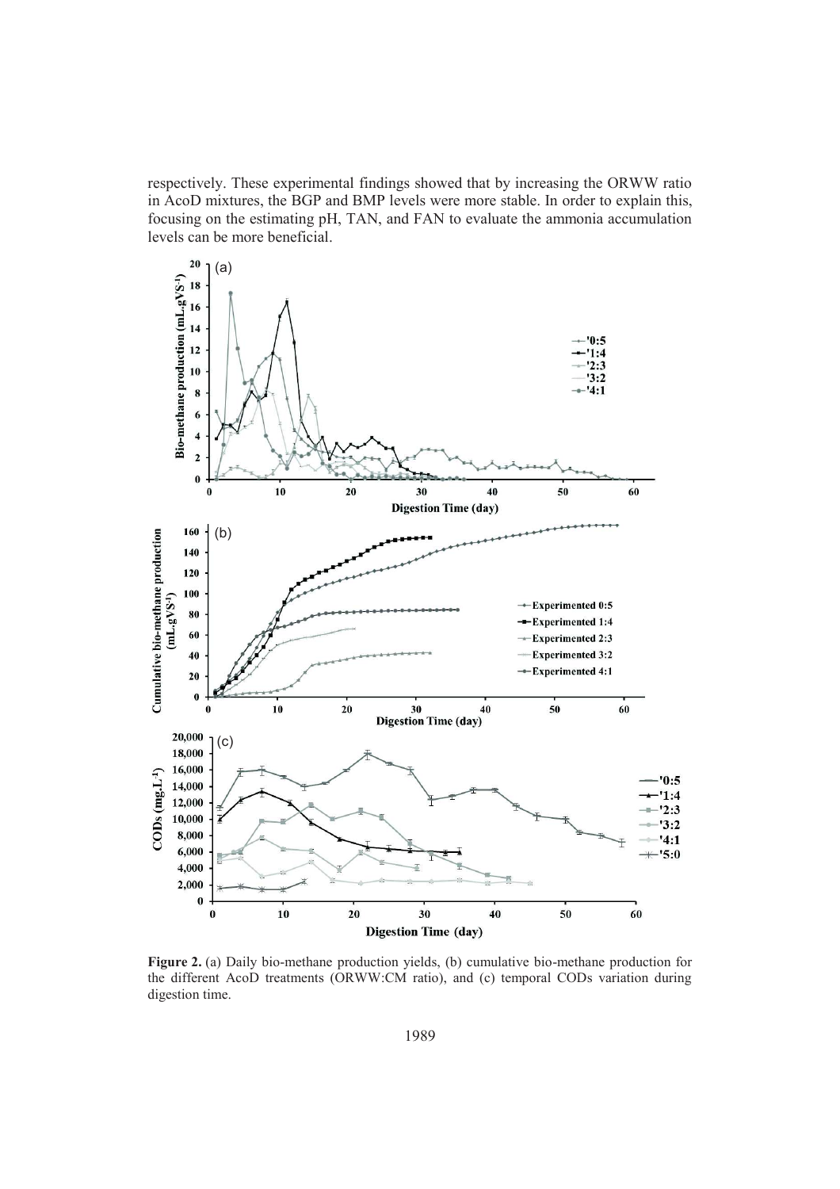respectively. These experimental findings showed that by increasing the ORWW ratio in AcoD mixtures, the BGP and BMP levels were more stable. In order to explain this, focusing on the estimating pH, TAN, and FAN to evaluate the ammonia accumulation levels can be more beneficial.

**Figure 2.** (a) Daily bio-methane production yields, (b) cumulative bio-methane production for the different AcoD treatments (ORWW:CM ratio), and (c) temporal CODs variation during digestion time.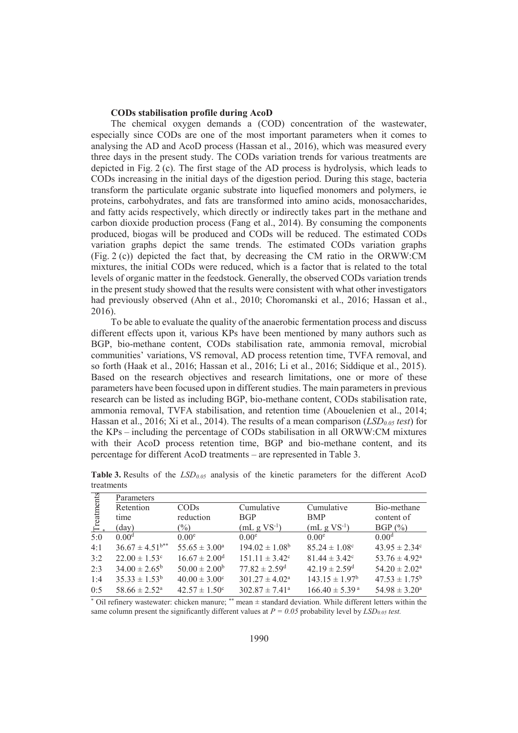### CODs stabilisation profile during AcoD

The chemical oxygen demands a (COD) concentration of the wastewater, especially since CODs are one of the most important parameters when it comes to analysing the AD and AcoD process (Hassan et al., 2016), which was measured every three days in the present study. The CODs variation trends for various treatments are depicted in Fig. 2 (c). The first stage of the AD process is hydrolysis, which leads to CODs increasing in the initial days of the digestion period. During this stage, bacteria transform the particulate organic substrate into liquefied monomers and polymers, ie proteins, carbohydrates, and fats are transformed into amino acids, monosaccharides, and fatty acids respectively, which directly or indirectly takes part in the methane and carbon dioxide production process (Fang et al., 2014). By consuming the components produced, biogas will be produced and CODs will be reduced. The estimated CODs variation graphs depict the same trends. The estimated CODs variation graphs (Fig. 2 (c)) depicted the fact that, by decreasing the CM ratio in the ORWW:CM mixtures, the initial CODs were reduced, which is a factor that is related to the total levels of organic matter in the feedstock. Generally, the observed CODs variation trends in the present study showed that the results were consistent with what other investigators had previously observed (Ahn et al., 2010; Choromanski et al., 2016; Hassan et al., 2016).

To be able to evaluate the quality of the anaerobic fermentation process and discuss different effects upon it, various KPs have been mentioned by many authors such as BGP, bio-methane content, CODs stabilisation rate, ammonia removal, microbial communities' variations, VS removal, AD process retention time, TVFA removal, and so forth (Haak et al., 2016; Hassan et al., 2016; Li et al., 2016; Siddique et al., 2015). Based on the research objectives and research limitations, one or more of these parameters have been focused upon in different studies. The main parameters in previous research can be listed as including BGP, bio-methane content, CODs stabilisation rate, ammonia removal, TVFA stabilisation, and retention time (Abouelenien et al., 2014; Hassan et al., 2016; Xi et al., 2014). The results of a mean comparison (*$LSD_{0.05}$ test*) for the KPs – including the percentage of CODs stabilisation in all ORWW:CM mixtures with their AcoD process retention time, BGP and bio-methane content, and its percentage for different AcoD treatments – are represented in Table 3.

**Table 3.** Results of the *$LSD_{0.05}$* analysis of the kinetic parameters for the different AcoD treatments

| Treatments* | Parameters | | | | |
|---|---|---|---|---|---|
| | Retention time (day) | CODs reduction (%) | Cumulative BGP (mL g $VS^{-1}$) | Cumulative BMP (mL g $VS^{-1}$) | Bio-methane content of BGP (%) |
| 5:0 | $0.00^{d}$ | $0.00^{e}$ | $0.00^{e}$ | $0.00^{e}$ | $0.00^{d}$ |
| 4:1 | $36.67 \pm 4.51^{b}$** | $55.65 \pm 3.00^{a}$ | $194.02 \pm 1.08^{b}$ | $85.24 \pm 1.08^{c}$ | $43.95 \pm 2.34^{c}$ |
| 3:2 | $22.00 \pm 1.53^{c}$ | $16.67 \pm 2.00^{d}$ | $151.11 \pm 3.42^{c}$ | $81.44 \pm 3.42^{c}$ | $53.76 \pm 4.92^{a}$ |
| 2:3 | $34.00 \pm 2.65^{b}$ | $50.00 \pm 2.00^{b}$ | $77.82 \pm 2.59^{d}$ | $42.19 \pm 2.59^{d}$ | $54.20 \pm 2.02^{a}$ |
| 1:4 | $35.33 \pm 1.53^{b}$ | $40.00 \pm 3.00^{c}$ | $301.27 \pm 4.02^{a}$ | $143.15 \pm 1.97^{b}$ | $47.53 \pm 1.75^{b}$ |
| 0:5 | $58.66 \pm 2.52^{a}$ | $42.57 \pm 1.50^{c}$ | $302.87 \pm 7.41^{a}$ | $166.40 \pm 5.39^{a}$ | $54.98 \pm 3.20^{a}$ |

\* Oil refinery wastewater: chicken manure; ** mean ± standard deviation. While different letters within the same column present the significantly different values at $P = 0.05$ probability level by *$LSD_{0.05}$ test.*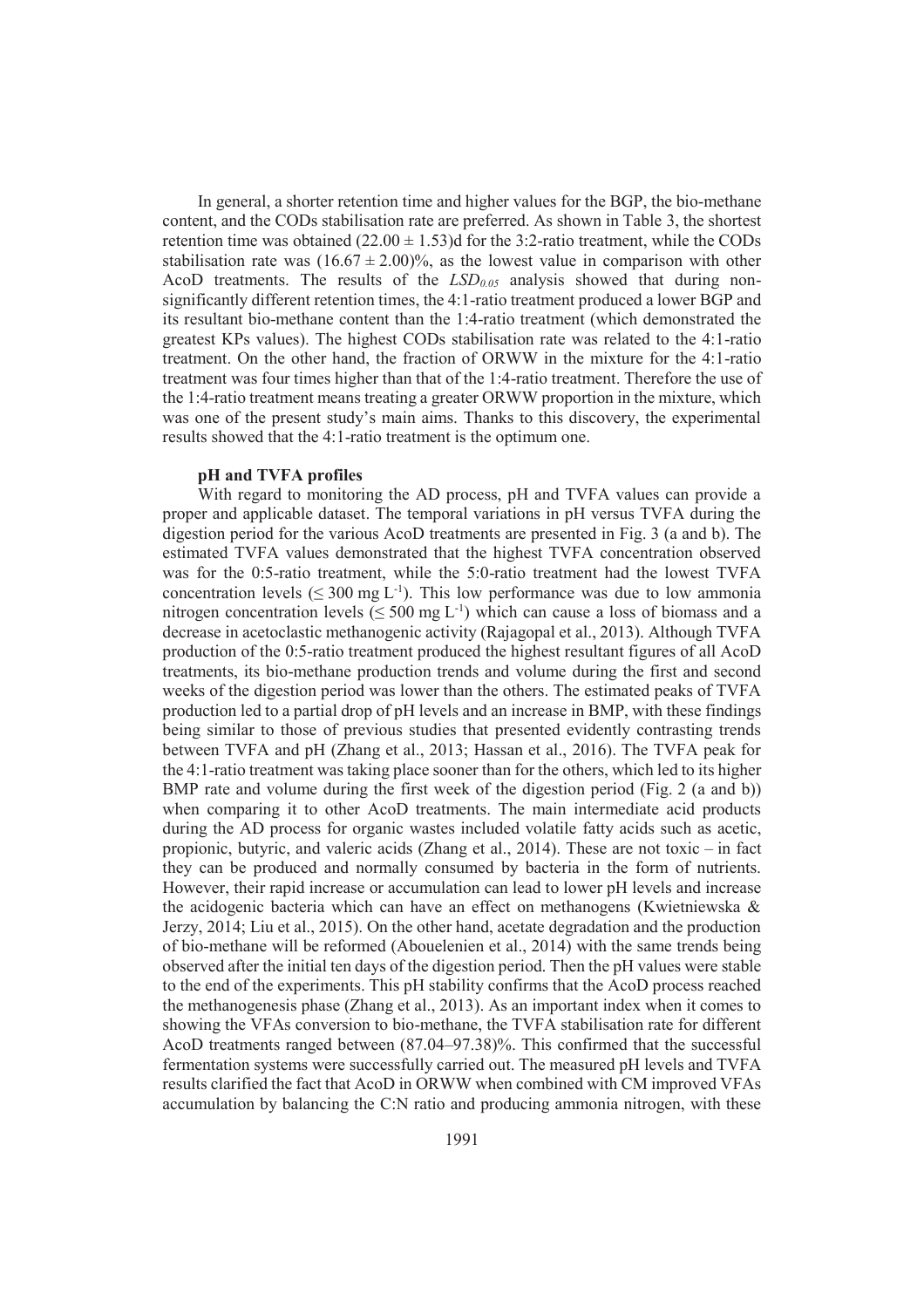In general, a shorter retention time and higher values for the BGP, the bio-methane content, and the CODs stabilisation rate are preferred. As shown in Table 3, the shortest retention time was obtained $(22.00 \pm 1.53)$d for the 3:2-ratio treatment, while the CODs stabilisation rate was $(16.67 \pm 2.00)$%, as the lowest value in comparison with other AcoD treatments. The results of the $LSD_{0.05}$ analysis showed that during non-significantly different retention times, the 4:1-ratio treatment produced a lower BGP and its resultant bio-methane content than the 1:4-ratio treatment (which demonstrated the greatest KPs values). The highest CODs stabilisation rate was related to the 4:1-ratio treatment. On the other hand, the fraction of ORWW in the mixture for the 4:1-ratio treatment was four times higher than that of the 1:4-ratio treatment. Therefore the use of the 1:4-ratio treatment means treating a greater ORWW proportion in the mixture, which was one of the present study's main aims. Thanks to this discovery, the experimental results showed that the 4:1-ratio treatment is the optimum one.

**pH and TVFA profiles**

With regard to monitoring the AD process, pH and TVFA values can provide a proper and applicable dataset. The temporal variations in pH versus TVFA during the digestion period for the various AcoD treatments are presented in Fig. 3 (a and b). The estimated TVFA values demonstrated that the highest TVFA concentration observed was for the 0:5-ratio treatment, while the 5:0-ratio treatment had the lowest TVFA concentration levels ($\leq 300$ mg $L^{-1}$). This low performance was due to low ammonia nitrogen concentration levels ($\leq 500$ mg $L^{-1}$) which can cause a loss of biomass and a decrease in acetoclastic methanogenic activity (Rajagopal et al., 2013). Although TVFA production of the 0:5-ratio treatment produced the highest resultant figures of all AcoD treatments, its bio-methane production trends and volume during the first and second weeks of the digestion period was lower than the others. The estimated peaks of TVFA production led to a partial drop of pH levels and an increase in BMP, with these findings being similar to those of previous studies that presented evidently contrasting trends between TVFA and pH (Zhang et al., 2013; Hassan et al., 2016). The TVFA peak for the 4:1-ratio treatment was taking place sooner than for the others, which led to its higher BMP rate and volume during the first week of the digestion period (Fig. 2 (a and b)) when comparing it to other AcoD treatments. The main intermediate acid products during the AD process for organic wastes included volatile fatty acids such as acetic, propionic, butyric, and valeric acids (Zhang et al., 2014). These are not toxic – in fact they can be produced and normally consumed by bacteria in the form of nutrients. However, their rapid increase or accumulation can lead to lower pH levels and increase the acidogenic bacteria which can have an effect on methanogens (Kwietniewska & Jerzy, 2014; Liu et al., 2015). On the other hand, acetate degradation and the production of bio-methane will be reformed (Abouelenien et al., 2014) with the same trends being observed after the initial ten days of the digestion period. Then the pH values were stable to the end of the experiments. This pH stability confirms that the AcoD process reached the methanogenesis phase (Zhang et al., 2013). As an important index when it comes to showing the VFAs conversion to bio-methane, the TVFA stabilisation rate for different AcoD treatments ranged between (87.04–97.38)%. This confirmed that the successful fermentation systems were successfully carried out. The measured pH levels and TVFA results clarified the fact that AcoD in ORWW when combined with CM improved VFAs accumulation by balancing the C:N ratio and producing ammonia nitrogen, with these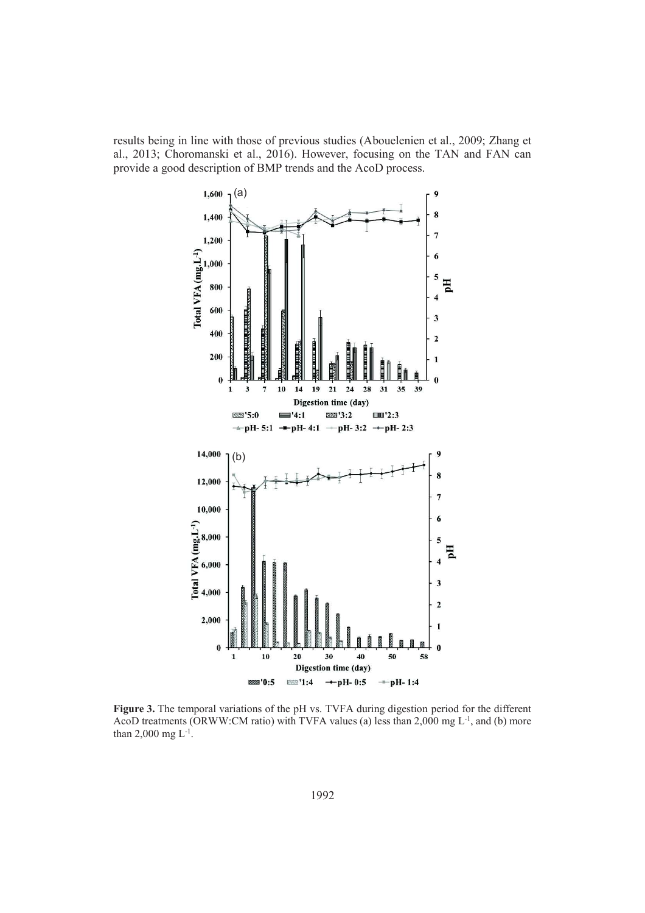results being in line with those of previous studies (Abouelenien et al., 2009; Zhang et al., 2013; Choromanski et al., 2016). However, focusing on the TAN and FAN can provide a good description of BMP trends and the AcoD process.

**Figure 3.** The temporal variations of the pH vs. TVFA during digestion period for the different AcoD treatments (ORWW:CM ratio) with TVFA values (a) less than 2,000 mg $L^{-1}$, and (b) more than 2,000 mg $L^{-1}$.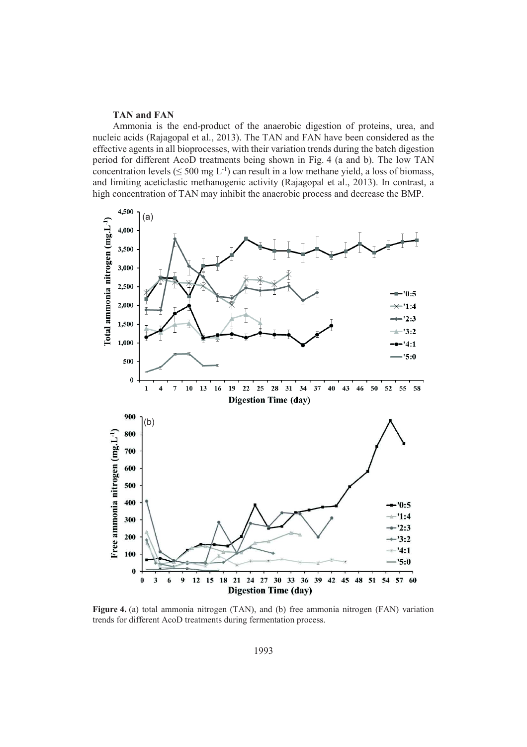**TAN and FAN**

Ammonia is the end-product of the anaerobic digestion of proteins, urea, and nucleic acids (Rajagopal et al., 2013). The TAN and FAN have been considered as the effective agents in all bioprocesses, with their variation trends during the batch digestion period for different AcoD treatments being shown in Fig. 4 (a and b). The low TAN concentration levels ($\leq$ 500 mg $L^{-1}$) can result in a low methane yield, a loss of biomass, and limiting aceticlastic methanogenic activity (Rajagopal et al., 2013). In contrast, a high concentration of TAN may inhibit the anaerobic process and decrease the BMP.

**Figure 4.** (a) total ammonia nitrogen (TAN), and (b) free ammonia nitrogen (FAN) variation trends for different AcoD treatments during fermentation process.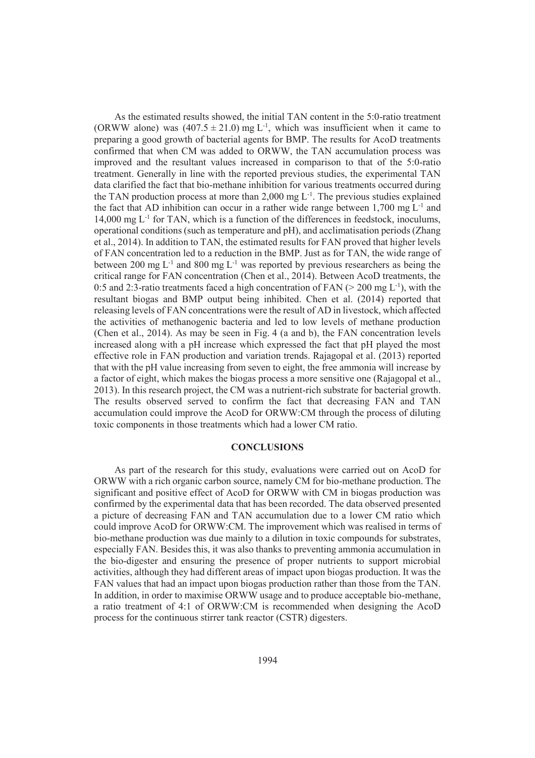As the estimated results showed, the initial TAN content in the 5:0-ratio treatment (ORWW alone) was $(407.5 \pm 21.0)$ mg $L^{-1}$, which was insufficient when it came to preparing a good growth of bacterial agents for BMP. The results for AcoD treatments confirmed that when CM was added to ORWW, the TAN accumulation process was improved and the resultant values increased in comparison to that of the 5:0-ratio treatment. Generally in line with the reported previous studies, the experimental TAN data clarified the fact that bio-methane inhibition for various treatments occurred during the TAN production process at more than 2,000 mg $L^{-1}$. The previous studies explained the fact that AD inhibition can occur in a rather wide range between 1,700 mg $L^{-1}$ and 14,000 mg $L^{-1}$ for TAN, which is a function of the differences in feedstock, inoculums, operational conditions (such as temperature and pH), and acclimatisation periods (Zhang et al., 2014). In addition to TAN, the estimated results for FAN proved that higher levels of FAN concentration led to a reduction in the BMP. Just as for TAN, the wide range of between 200 mg $L^{-1}$ and 800 mg $L^{-1}$ was reported by previous researchers as being the critical range for FAN concentration (Chen et al., 2014). Between AcoD treatments, the 0:5 and 2:3-ratio treatments faced a high concentration of FAN ($>$ 200 mg $L^{-1}$), with the resultant biogas and BMP output being inhibited. Chen et al. (2014) reported that releasing levels of FAN concentrations were the result of AD in livestock, which affected the activities of methanogenic bacteria and led to low levels of methane production (Chen et al., 2014). As may be seen in Fig. 4 (a and b), the FAN concentration levels increased along with a pH increase which expressed the fact that pH played the most effective role in FAN production and variation trends. Rajagopal et al. (2013) reported that with the pH value increasing from seven to eight, the free ammonia will increase by a factor of eight, which makes the biogas process a more sensitive one (Rajagopal et al., 2013). In this research project, the CM was a nutrient-rich substrate for bacterial growth. The results observed served to confirm the fact that decreasing FAN and TAN accumulation could improve the AcoD for ORWW:CM through the process of diluting toxic components in those treatments which had a lower CM ratio.

## CONCLUSIONS

As part of the research for this study, evaluations were carried out on AcoD for ORWW with a rich organic carbon source, namely CM for bio-methane production. The significant and positive effect of AcoD for ORWW with CM in biogas production was confirmed by the experimental data that has been recorded. The data observed presented a picture of decreasing FAN and TAN accumulation due to a lower CM ratio which could improve AcoD for ORWW:CM. The improvement which was realised in terms of bio-methane production was due mainly to a dilution in toxic compounds for substrates, especially FAN. Besides this, it was also thanks to preventing ammonia accumulation in the bio-digester and ensuring the presence of proper nutrients to support microbial activities, although they had different areas of impact upon biogas production. It was the FAN values that had an impact upon biogas production rather than those from the TAN. In addition, in order to maximise ORWW usage and to produce acceptable bio-methane, a ratio treatment of 4:1 of ORWW:CM is recommended when designing the AcoD process for the continuous stirrer tank reactor (CSTR) digesters.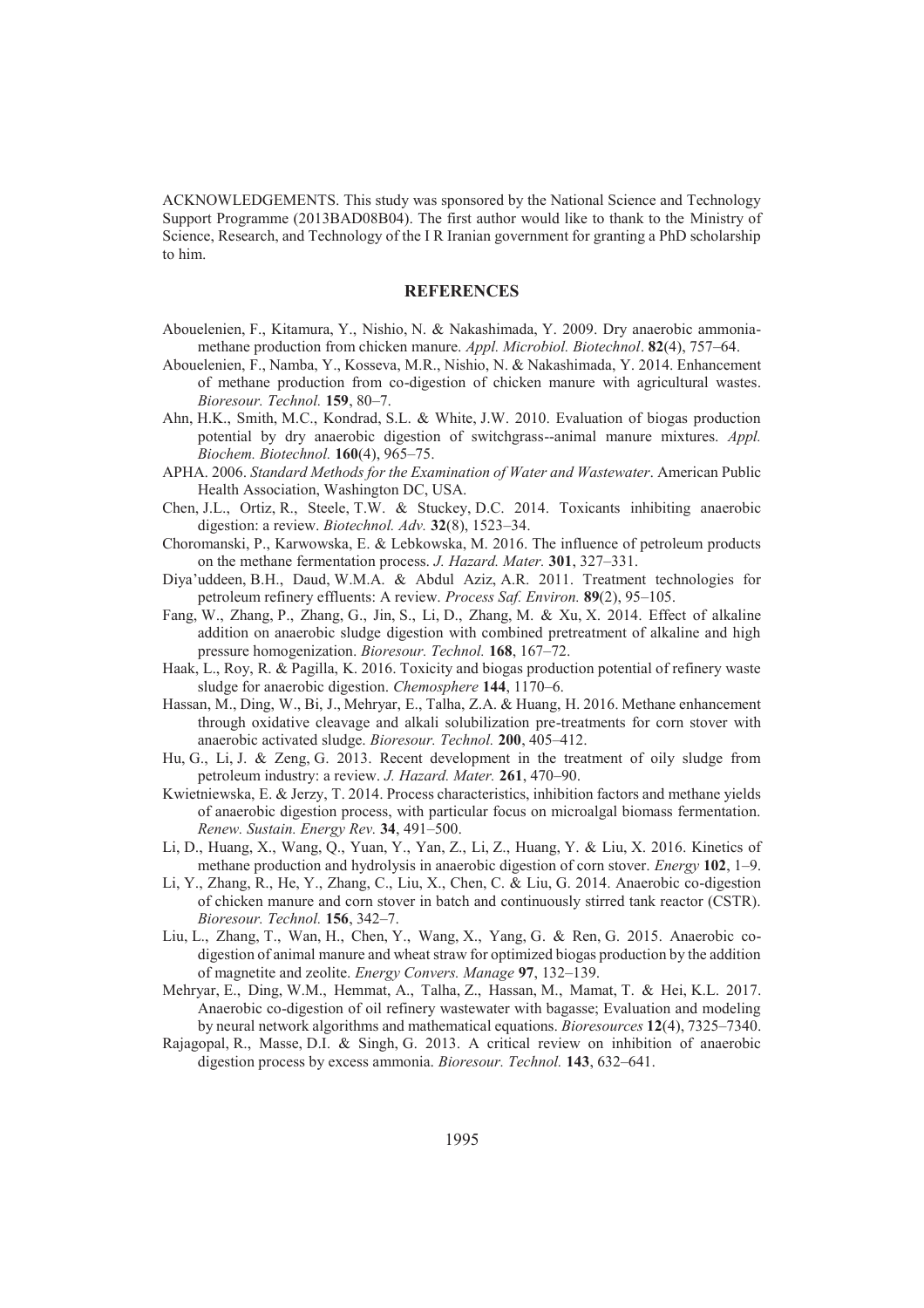ACKNOWLEDGEMENTS. This study was sponsored by the National Science and Technology Support Programme (2013BAD08B04). The first author would like to thank to the Ministry of Science, Research, and Technology of the I R Iranian government for granting a PhD scholarship to him.

## REFERENCES

Abouelenien, F., Kitamura, Y., Nishio, N. & Nakashimada, Y. 2009. Dry anaerobic ammonia-methane production from chicken manure. *Appl. Microbiol. Biotechnol*. **82**(4), 757–64.

Abouelenien, F., Namba, Y., Kosseva, M.R., Nishio, N. & Nakashimada, Y. 2014. Enhancement of methane production from co-digestion of chicken manure with agricultural wastes. *Bioresour. Technol.* **159**, 80–7.

Ahn, H.K., Smith, M.C., Kondrad, S.L. & White, J.W. 2010. Evaluation of biogas production potential by dry anaerobic digestion of switchgrass--animal manure mixtures. *Appl. Biochem. Biotechnol.* **160**(4), 965–75.

APHA. 2006. *Standard Methods for the Examination of Water and Wastewater*. American Public Health Association, Washington DC, USA.

Chen, J.L., Ortiz, R., Steele, T.W. & Stuckey, D.C. 2014. Toxicants inhibiting anaerobic digestion: a review. *Biotechnol. Adv.* **32**(8), 1523–34.

Choromanski, P., Karwowska, E. & Lebkowska, M. 2016. The influence of petroleum products on the methane fermentation process. *J. Hazard. Mater.* **301**, 327–331.

Diya'uddeen, B.H., Daud, W.M.A. & Abdul Aziz, A.R. 2011. Treatment technologies for petroleum refinery effluents: A review. *Process Saf. Environ.* **89**(2), 95–105.

Fang, W., Zhang, P., Zhang, G., Jin, S., Li, D., Zhang, M. & Xu, X. 2014. Effect of alkaline addition on anaerobic sludge digestion with combined pretreatment of alkaline and high pressure homogenization. *Bioresour. Technol.* **168**, 167–72.

Haak, L., Roy, R. & Pagilla, K. 2016. Toxicity and biogas production potential of refinery waste sludge for anaerobic digestion. *Chemosphere* **144**, 1170–6.

Hassan, M., Ding, W., Bi, J., Mehryar, E., Talha, Z.A. & Huang, H. 2016. Methane enhancement through oxidative cleavage and alkali solubilization pre-treatments for corn stover with anaerobic activated sludge. *Bioresour. Technol.* **200**, 405–412.

Hu, G., Li, J. & Zeng, G. 2013. Recent development in the treatment of oily sludge from petroleum industry: a review. *J. Hazard. Mater.* **261**, 470–90.

Kwietniewska, E. & Jerzy, T. 2014. Process characteristics, inhibition factors and methane yields of anaerobic digestion process, with particular focus on microalgal biomass fermentation. *Renew. Sustain. Energy Rev.* **34**, 491–500.

Li, D., Huang, X., Wang, Q., Yuan, Y., Yan, Z., Li, Z., Huang, Y. & Liu, X. 2016. Kinetics of methane production and hydrolysis in anaerobic digestion of corn stover. *Energy* **102**, 1–9.

Li, Y., Zhang, R., He, Y., Zhang, C., Liu, X., Chen, C. & Liu, G. 2014. Anaerobic co-digestion of chicken manure and corn stover in batch and continuously stirred tank reactor (CSTR). *Bioresour. Technol.* **156**, 342–7.

Liu, L., Zhang, T., Wan, H., Chen, Y., Wang, X., Yang, G. & Ren, G. 2015. Anaerobic co-digestion of animal manure and wheat straw for optimized biogas production by the addition of magnetite and zeolite. *Energy Convers. Manage* **97**, 132–139.

Mehryar, E., Ding, W.M., Hemmat, A., Talha, Z., Hassan, M., Mamat, T. & Hei, K.L. 2017. Anaerobic co-digestion of oil refinery wastewater with bagasse; Evaluation and modeling by neural network algorithms and mathematical equations. *Bioresources* **12**(4), 7325–7340.

Rajagopal, R., Masse, D.I. & Singh, G. 2013. A critical review on inhibition of anaerobic digestion process by excess ammonia. *Bioresour. Technol.* **143**, 632–641.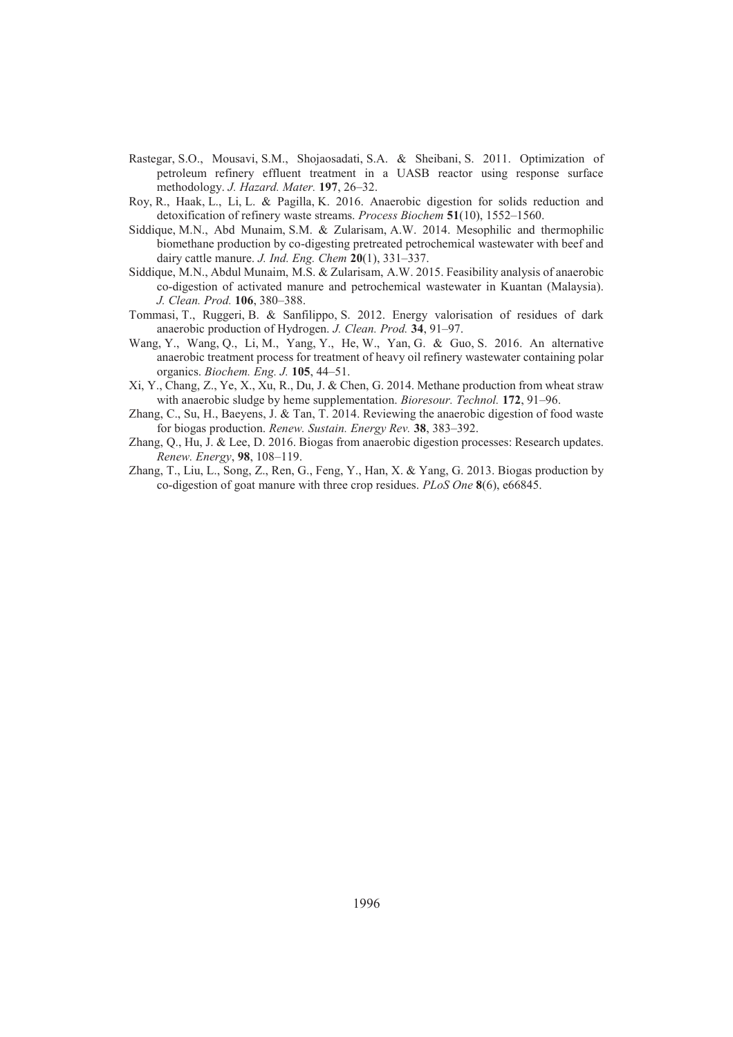Rastegar, S.O., Mousavi, S.M., Shojaosadati, S.A. & Sheibani, S. 2011. Optimization of petroleum refinery effluent treatment in a UASB reactor using response surface methodology. *J. Hazard. Mater.* **197**, 26–32.

Roy, R., Haak, L., Li, L. & Pagilla, K. 2016. Anaerobic digestion for solids reduction and detoxification of refinery waste streams. *Process Biochem* **51**(10), 1552–1560.

Siddique, M.N., Abd Munaim, S.M. & Zularisam, A.W. 2014. Mesophilic and thermophilic biomethane production by co-digesting pretreated petrochemical wastewater with beef and dairy cattle manure. *J. Ind. Eng. Chem* **20**(1), 331–337.

Siddique, M.N., Abdul Munaim, M.S. & Zularisam, A.W. 2015. Feasibility analysis of anaerobic co-digestion of activated manure and petrochemical wastewater in Kuantan (Malaysia). *J. Clean. Prod.* **106**, 380–388.

Tommasi, T., Ruggeri, B. & Sanfilippo, S. 2012. Energy valorisation of residues of dark anaerobic production of Hydrogen. *J. Clean. Prod.* **34**, 91–97.

Wang, Y., Wang, Q., Li, M., Yang, Y., He, W., Yan, G. & Guo, S. 2016. An alternative anaerobic treatment process for treatment of heavy oil refinery wastewater containing polar organics. *Biochem. Eng. J.* **105**, 44–51.

Xi, Y., Chang, Z., Ye, X., Xu, R., Du, J. & Chen, G. 2014. Methane production from wheat straw with anaerobic sludge by heme supplementation. *Bioresour. Technol.* **172**, 91–96.

Zhang, C., Su, H., Baeyens, J. & Tan, T. 2014. Reviewing the anaerobic digestion of food waste for biogas production. *Renew. Sustain. Energy Rev.* **38**, 383–392.

Zhang, Q., Hu, J. & Lee, D. 2016. Biogas from anaerobic digestion processes: Research updates. *Renew. Energy*, **98**, 108–119.

Zhang, T., Liu, L., Song, Z., Ren, G., Feng, Y., Han, X. & Yang, G. 2013. Biogas production by co-digestion of goat manure with three crop residues. *PLoS One* **8**(6), e66845.